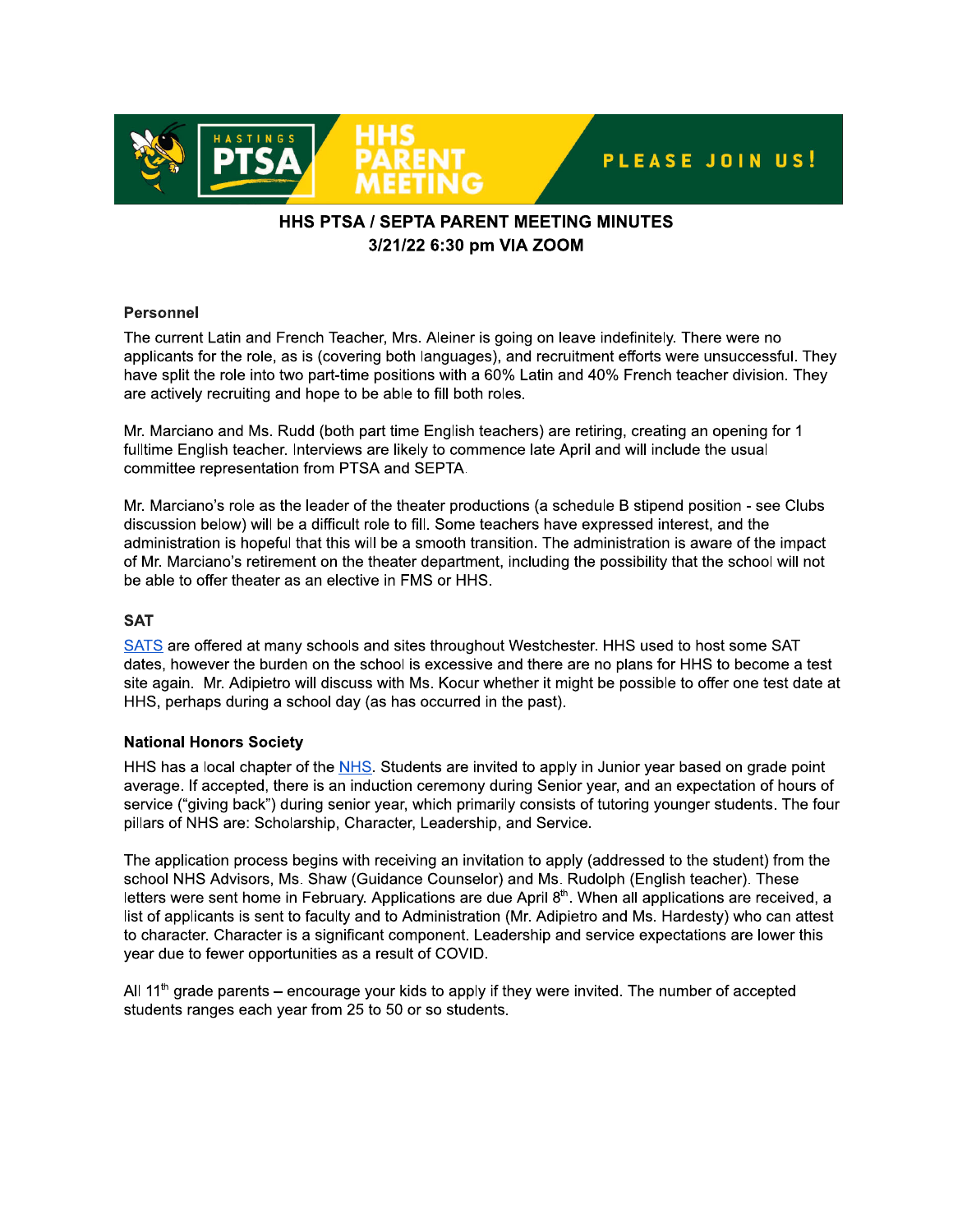HASTINGS PTSA | HHS PARENT MEETING | PLEASE JOIN US!

# HHS PTSA / SEPTA PARENT MEETING MINUTES
## 3/21/22 6:30 pm VIA ZOOM

### Personnel

The current Latin and French Teacher, Mrs. Aleiner is going on leave indefinitely. There were no applicants for the role, as is (covering both languages), and recruitment efforts were unsuccessful. They have split the role into two part-time positions with a 60% Latin and 40% French teacher division. They are actively recruiting and hope to be able to fill both roles.

Mr. Marciano and Ms. Rudd (both part time English teachers) are retiring, creating an opening for 1 fulltime English teacher. Interviews are likely to commence late April and will include the usual committee representation from PTSA and SEPTA.

Mr. Marciano's role as the leader of the theater productions (a schedule B stipend position - see Clubs discussion below) will be a difficult role to fill. Some teachers have expressed interest, and the administration is hopeful that this will be a smooth transition. The administration is aware of the impact of Mr. Marciano's retirement on the theater department, including the possibility that the school will not be able to offer theater as an elective in FMS or HHS.

### SAT

SATS are offered at many schools and sites throughout Westchester. HHS used to host some SAT dates, however the burden on the school is excessive and there are no plans for HHS to become a test site again. Mr. Adipietro will discuss with Ms. Kocur whether it might be possible to offer one test date at HHS, perhaps during a school day (as has occurred in the past).

### National Honors Society

HHS has a local chapter of the NHS. Students are invited to apply in Junior year based on grade point average. If accepted, there is an induction ceremony during Senior year, and an expectation of hours of service ("giving back") during senior year, which primarily consists of tutoring younger students. The four pillars of NHS are: Scholarship, Character, Leadership, and Service.

The application process begins with receiving an invitation to apply (addressed to the student) from the school NHS Advisors, Ms. Shaw (Guidance Counselor) and Ms. Rudolph (English teacher). These letters were sent home in February. Applications are due April 8th. When all applications are received, a list of applicants is sent to faculty and to Administration (Mr. Adipietro and Ms. Hardesty) who can attest to character. Character is a significant component. Leadership and service expectations are lower this year due to fewer opportunities as a result of COVID.

All 11th grade parents – encourage your kids to apply if they were invited. The number of accepted students ranges each year from 25 to 50 or so students.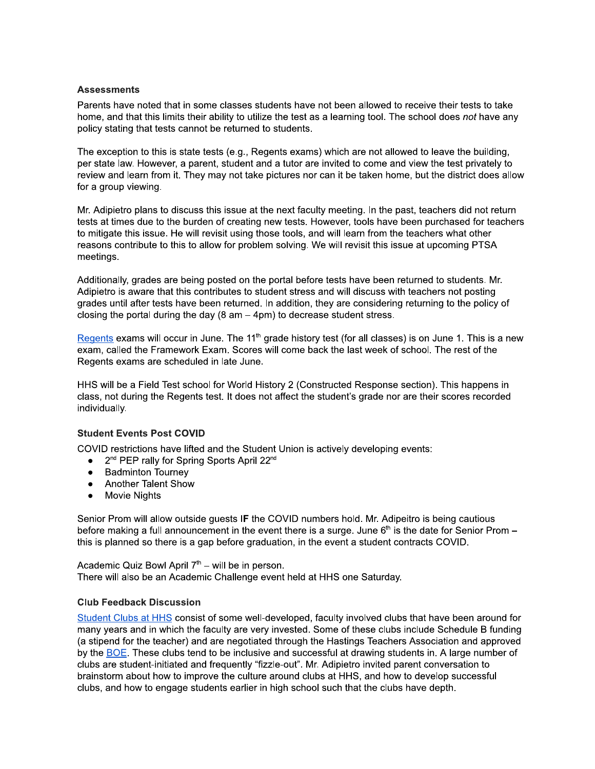### Assessments

Parents have noted that in some classes students have not been allowed to receive their tests to take home, and that this limits their ability to utilize the test as a learning tool. The school does *not* have any policy stating that tests cannot be returned to students.

The exception to this is state tests (e.g., Regents exams) which are not allowed to leave the building, per state law. However, a parent, student and a tutor are invited to come and view the test privately to review and learn from it. They may not take pictures nor can it be taken home, but the district does allow for a group viewing.

Mr. Adipietro plans to discuss this issue at the next faculty meeting. In the past, teachers did not return tests at times due to the burden of creating new tests. However, tools have been purchased for teachers to mitigate this issue. He will revisit using those tools, and will learn from the teachers what other reasons contribute to this to allow for problem solving. We will revisit this issue at upcoming PTSA meetings.

Additionally, grades are being posted on the portal before tests have been returned to students. Mr. Adipietro is aware that this contributes to student stress and will discuss with teachers not posting grades until after tests have been returned. In addition, they are considering returning to the policy of closing the portal during the day (8 am – 4pm) to decrease student stress.

[Regents](#) exams will occur in June. The 11th grade history test (for all classes) is on June 1. This is a new exam, called the Framework Exam. Scores will come back the last week of school. The rest of the Regents exams are scheduled in late June.

HHS will be a Field Test school for World History 2 (Constructed Response section). This happens in class, not during the Regents test. It does not affect the student's grade nor are their scores recorded individually.

### Student Events Post COVID

COVID restrictions have lifted and the Student Union is actively developing events:

- 2nd PEP rally for Spring Sports April 22nd
- Badminton Tourney
- Another Talent Show
- Movie Nights

Senior Prom will allow outside guests **IF** the COVID numbers hold. Mr. Adipeitro is being cautious before making a full announcement in the event there is a surge. June 6th is the date for Senior Prom – this is planned so there is a gap before graduation, in the event a student contracts COVID.

Academic Quiz Bowl April 7th – will be in person.
There will also be an Academic Challenge event held at HHS one Saturday.

### Club Feedback Discussion

[Student Clubs at HHS](#) consist of some well-developed, faculty involved clubs that have been around for many years and in which the faculty are very invested. Some of these clubs include Schedule B funding (a stipend for the teacher) and are negotiated through the Hastings Teachers Association and approved by the [BOE](#). These clubs tend to be inclusive and successful at drawing students in. A large number of clubs are student-initiated and frequently "fizzle-out". Mr. Adipietro invited parent conversation to brainstorm about how to improve the culture around clubs at HHS, and how to develop successful clubs, and how to engage students earlier in high school such that the clubs have depth.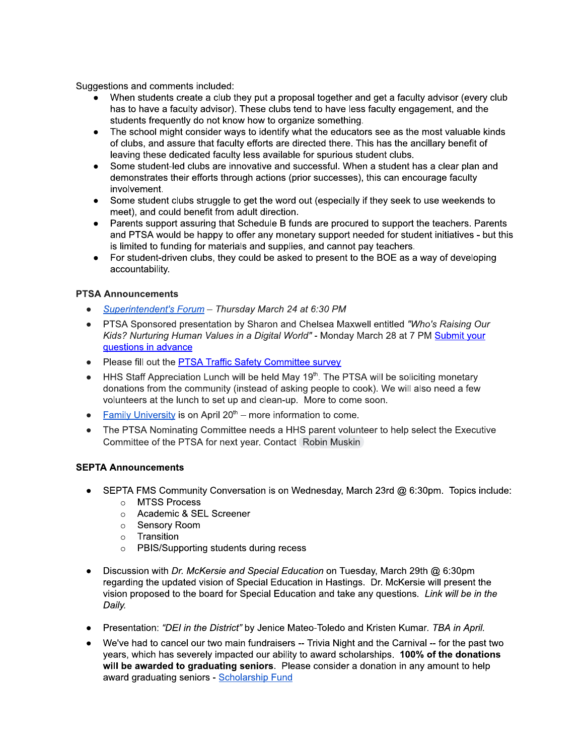Suggestions and comments included:

- When students create a club they put a proposal together and get a faculty advisor (every club has to have a faculty advisor). These clubs tend to have less faculty engagement, and the students frequently do not know how to organize something.
- The school might consider ways to identify what the educators see as the most valuable kinds of clubs, and assure that faculty efforts are directed there. This has the ancillary benefit of leaving these dedicated faculty less available for spurious student clubs.
- Some student-led clubs are innovative and successful. When a student has a clear plan and demonstrates their efforts through actions (prior successes), this can encourage faculty involvement.
- Some student clubs struggle to get the word out (especially if they seek to use weekends to meet), and could benefit from adult direction.
- Parents support assuring that Schedule B funds are procured to support the teachers. Parents and PTSA would be happy to offer any monetary support needed for student initiatives - but this is limited to funding for materials and supplies, and cannot pay teachers.
- For student-driven clubs, they could be asked to present to the BOE as a way of developing accountability.

**PTSA Announcements**

- *Superintendent's Forum – Thursday March 24 at 6:30 PM*
- PTSA Sponsored presentation by Sharon and Chelsea Maxwell entitled *"Who's Raising Our Kids? Nurturing Human Values in a Digital World"* - Monday March 28 at 7 PM Submit your questions in advance
- Please fill out the PTSA Traffic Safety Committee survey
- HHS Staff Appreciation Lunch will be held May 19th. The PTSA will be soliciting monetary donations from the community (instead of asking people to cook). We will also need a few volunteers at the lunch to set up and clean-up. More to come soon.
- Family University is on April 20th – more information to come.
- The PTSA Nominating Committee needs a HHS parent volunteer to help select the Executive Committee of the PTSA for next year. Contact Robin Muskin

**SEPTA Announcements**

- SEPTA FMS Community Conversation is on Wednesday, March 23rd @ 6:30pm. Topics include:
  - MTSS Process
  - Academic & SEL Screener
  - Sensory Room
  - Transition
  - PBIS/Supporting students during recess
- Discussion with *Dr. McKersie and Special Education* on Tuesday, March 29th @ 6:30pm regarding the updated vision of Special Education in Hastings. Dr. McKersie will present the vision proposed to the board for Special Education and take any questions. *Link will be in the Daily.*
- Presentation: *"DEI in the District"* by Jenice Mateo-Toledo and Kristen Kumar. *TBA in April.*
- We've had to cancel our two main fundraisers -- Trivia Night and the Carnival -- for the past two years, which has severely impacted our ability to award scholarships. **100% of the donations will be awarded to graduating seniors**. Please consider a donation in any amount to help award graduating seniors - Scholarship Fund